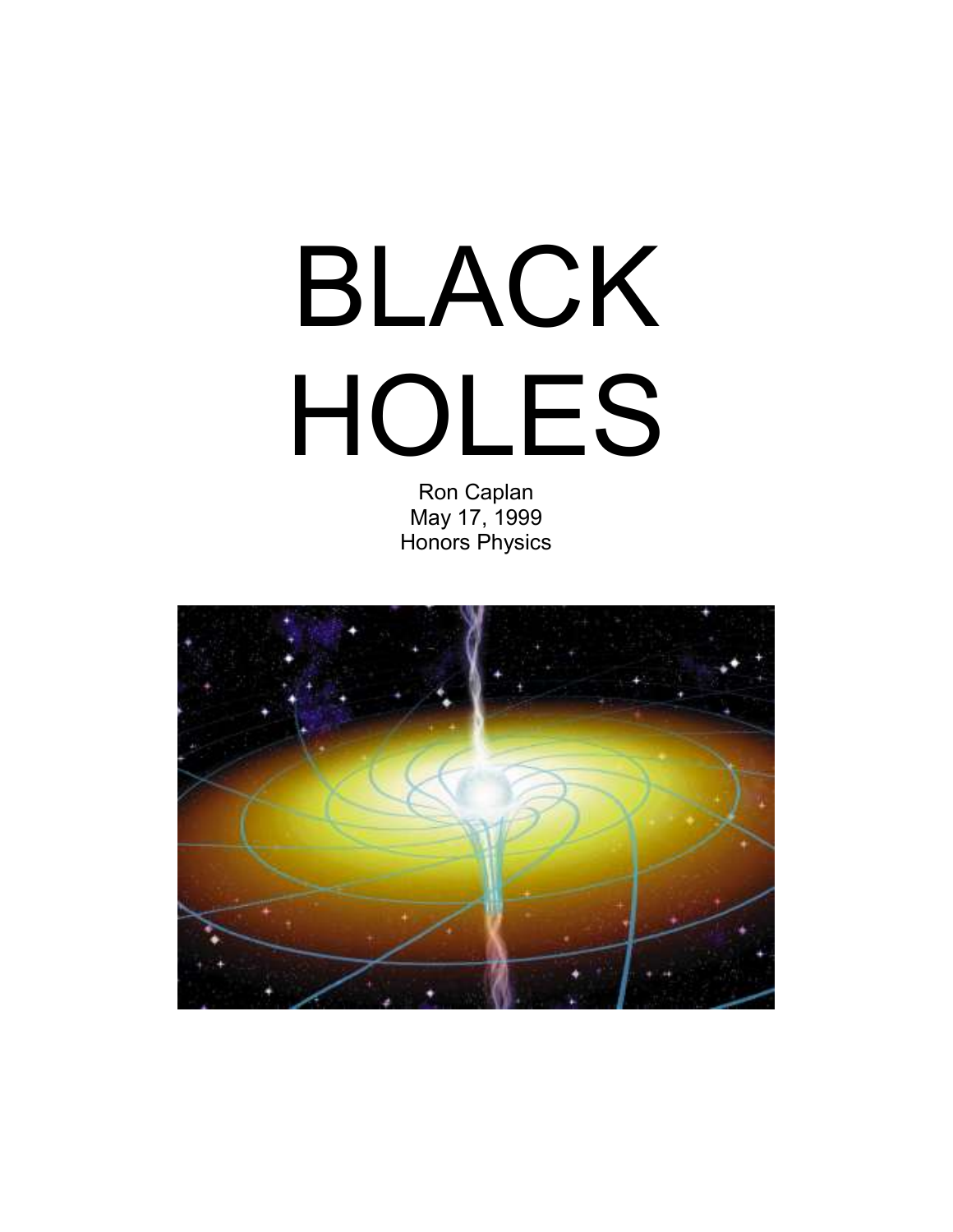# BLACK HOLES

Ron Caplan
May 17, 1999
Honors Physics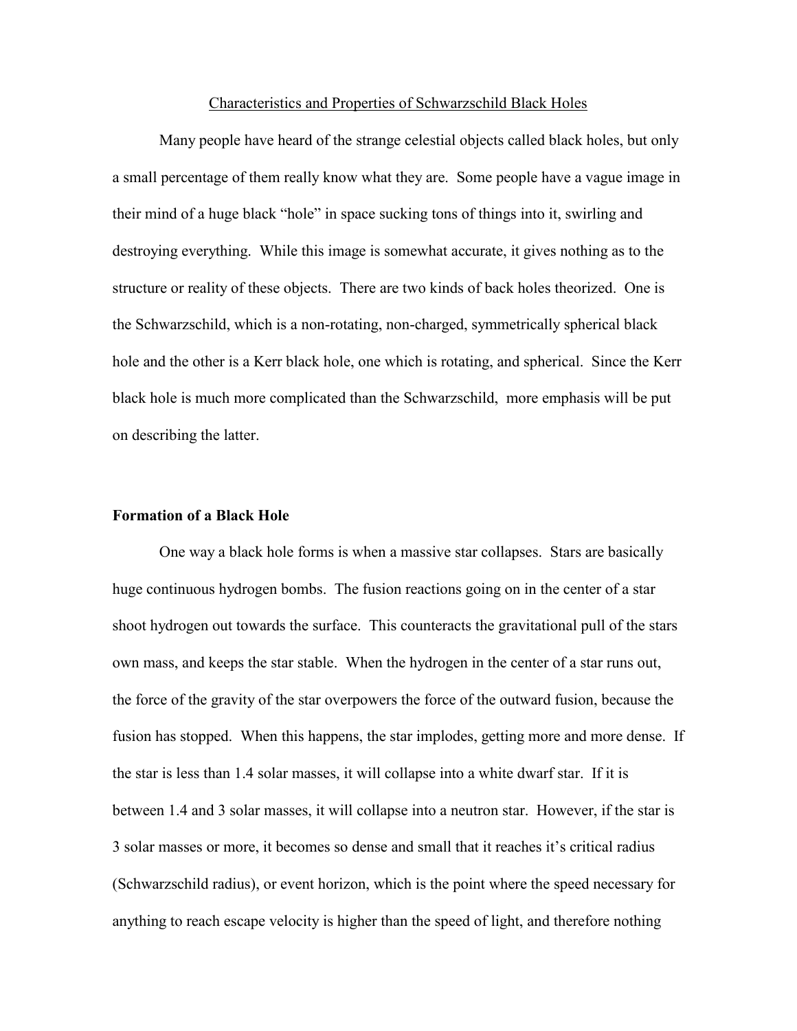Characteristics and Properties of Schwarzschild Black Holes

Many people have heard of the strange celestial objects called black holes, but only a small percentage of them really know what they are. Some people have a vague image in their mind of a huge black "hole" in space sucking tons of things into it, swirling and destroying everything. While this image is somewhat accurate, it gives nothing as to the structure or reality of these objects. There are two kinds of back holes theorized. One is the Schwarzschild, which is a non-rotating, non-charged, symmetrically spherical black hole and the other is a Kerr black hole, one which is rotating, and spherical. Since the Kerr black hole is much more complicated than the Schwarzschild, more emphasis will be put on describing the latter.

**Formation of a Black Hole**

One way a black hole forms is when a massive star collapses. Stars are basically huge continuous hydrogen bombs. The fusion reactions going on in the center of a star shoot hydrogen out towards the surface. This counteracts the gravitational pull of the stars own mass, and keeps the star stable. When the hydrogen in the center of a star runs out, the force of the gravity of the star overpowers the force of the outward fusion, because the fusion has stopped. When this happens, the star implodes, getting more and more dense. If the star is less than 1.4 solar masses, it will collapse into a white dwarf star. If it is between 1.4 and 3 solar masses, it will collapse into a neutron star. However, if the star is 3 solar masses or more, it becomes so dense and small that it reaches it's critical radius (Schwarzschild radius), or event horizon, which is the point where the speed necessary for anything to reach escape velocity is higher than the speed of light, and therefore nothing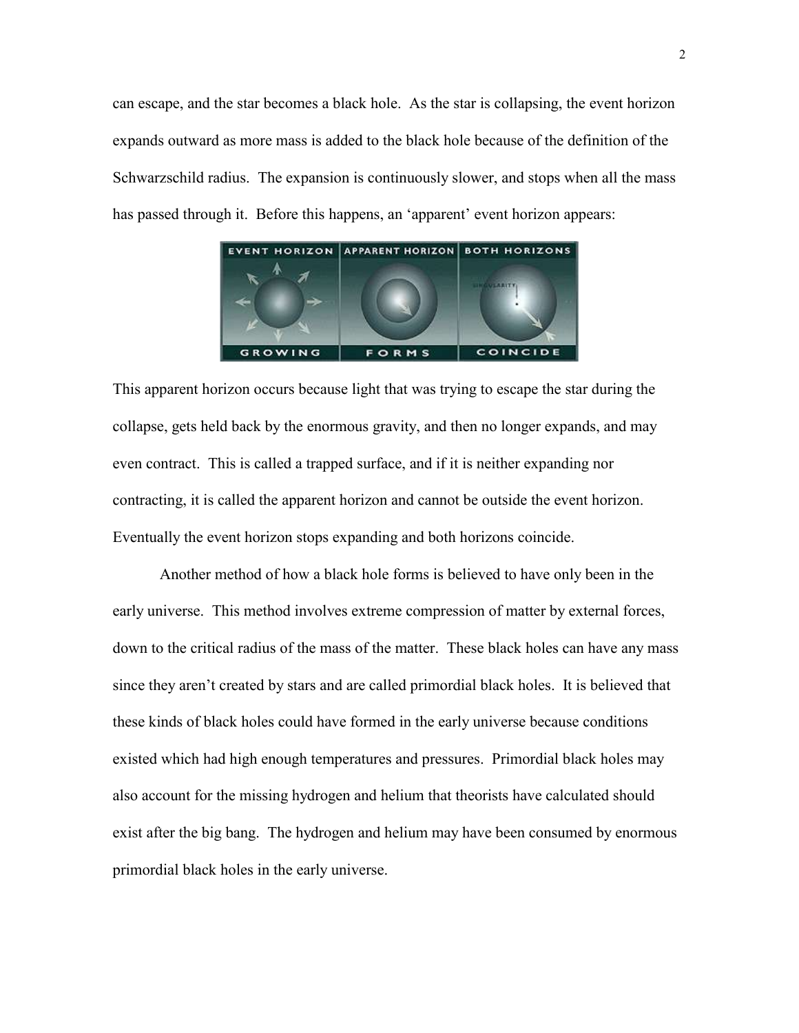can escape, and the star becomes a black hole. As the star is collapsing, the event horizon expands outward as more mass is added to the black hole because of the definition of the Schwarzschild radius. The expansion is continuously slower, and stops when all the mass has passed through it. Before this happens, an 'apparent' event horizon appears:

This apparent horizon occurs because light that was trying to escape the star during the collapse, gets held back by the enormous gravity, and then no longer expands, and may even contract. This is called a trapped surface, and if it is neither expanding nor contracting, it is called the apparent horizon and cannot be outside the event horizon. Eventually the event horizon stops expanding and both horizons coincide.

Another method of how a black hole forms is believed to have only been in the early universe. This method involves extreme compression of matter by external forces, down to the critical radius of the mass of the matter. These black holes can have any mass since they aren't created by stars and are called primordial black holes. It is believed that these kinds of black holes could have formed in the early universe because conditions existed which had high enough temperatures and pressures. Primordial black holes may also account for the missing hydrogen and helium that theorists have calculated should exist after the big bang. The hydrogen and helium may have been consumed by enormous primordial black holes in the early universe.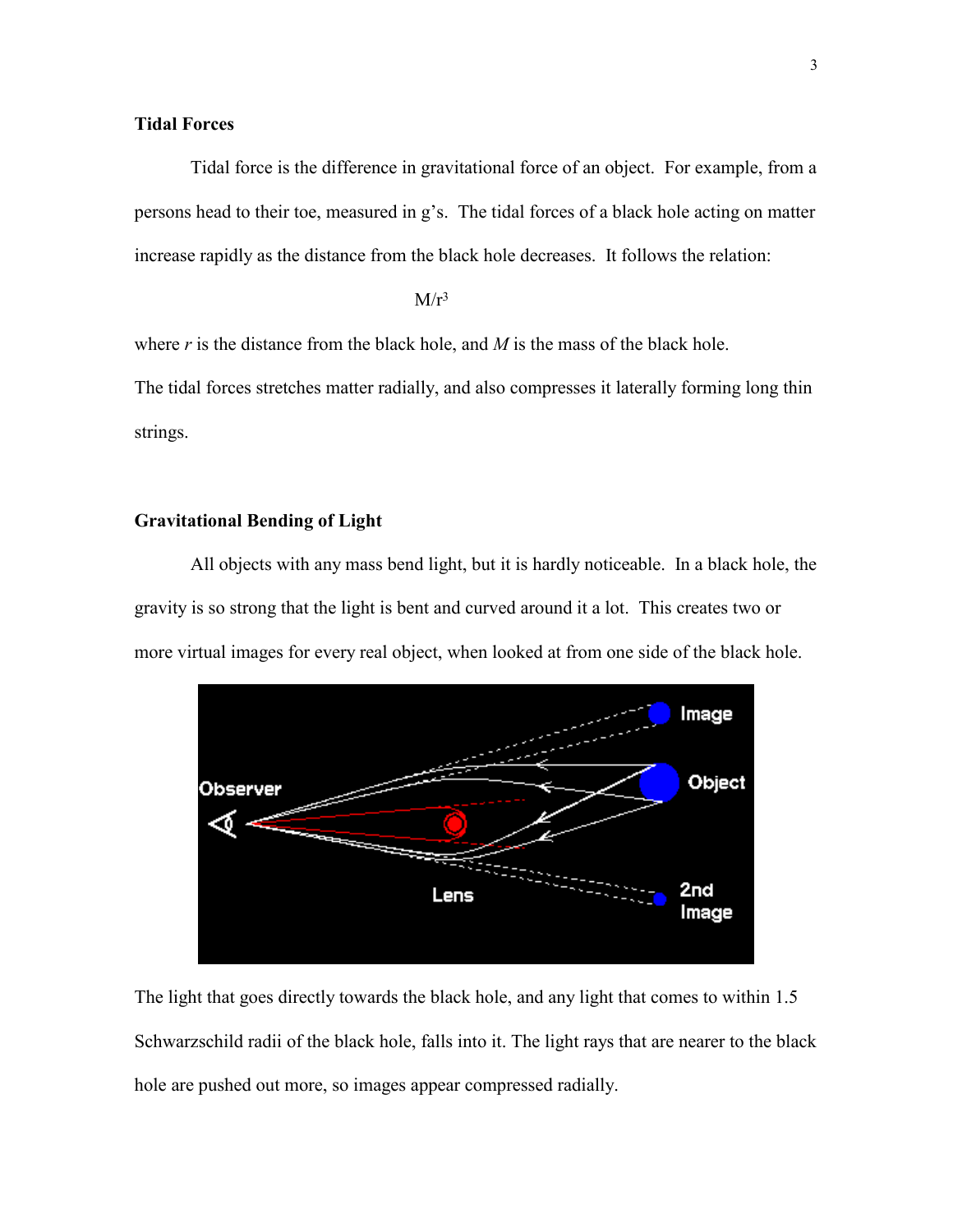### Tidal Forces

Tidal force is the difference in gravitational force of an object. For example, from a persons head to their toe, measured in g's. The tidal forces of a black hole acting on matter increase rapidly as the distance from the black hole decreases. It follows the relation:

$$M/r^3$$

where *r* is the distance from the black hole, and *M* is the mass of the black hole.

The tidal forces stretches matter radially, and also compresses it laterally forming long thin strings.

### Gravitational Bending of Light

All objects with any mass bend light, but it is hardly noticeable. In a black hole, the gravity is so strong that the light is bent and curved around it a lot. This creates two or more virtual images for every real object, when looked at from one side of the black hole.

The light that goes directly towards the black hole, and any light that comes to within 1.5 Schwarzschild radii of the black hole, falls into it. The light rays that are nearer to the black hole are pushed out more, so images appear compressed radially.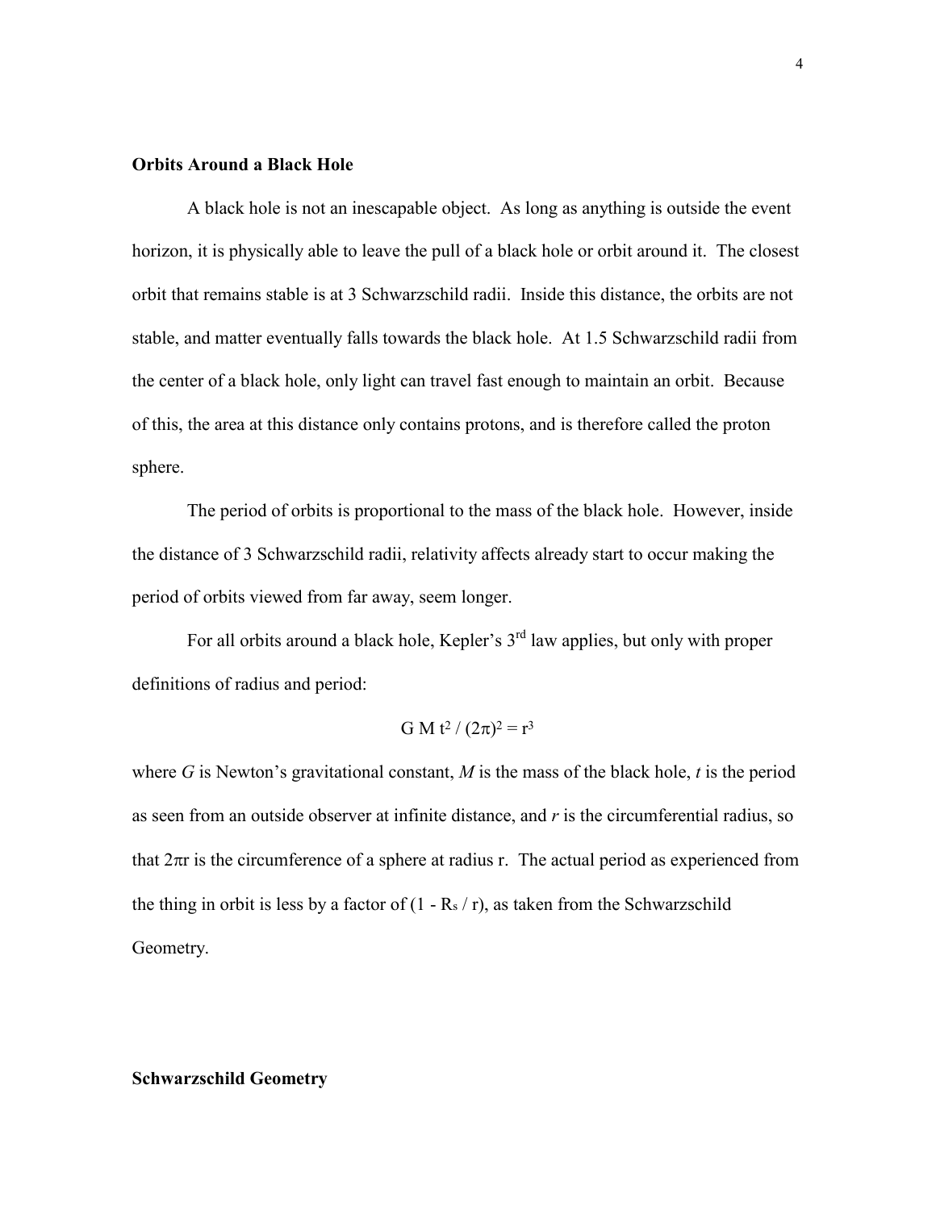## Orbits Around a Black Hole

A black hole is not an inescapable object. As long as anything is outside the event horizon, it is physically able to leave the pull of a black hole or orbit around it. The closest orbit that remains stable is at 3 Schwarzschild radii. Inside this distance, the orbits are not stable, and matter eventually falls towards the black hole. At 1.5 Schwarzschild radii from the center of a black hole, only light can travel fast enough to maintain an orbit. Because of this, the area at this distance only contains protons, and is therefore called the proton sphere.

The period of orbits is proportional to the mass of the black hole. However, inside the distance of 3 Schwarzschild radii, relativity affects already start to occur making the period of orbits viewed from far away, seem longer.

For all orbits around a black hole, Kepler's 3rd law applies, but only with proper definitions of radius and period:

$$G\,M\,t^2 / (2\pi)^2 = r^3$$

where *G* is Newton's gravitational constant, *M* is the mass of the black hole, *t* is the period as seen from an outside observer at infinite distance, and *r* is the circumferential radius, so that $2\pi r$ is the circumference of a sphere at radius r. The actual period as experienced from the thing in orbit is less by a factor of $(1 - R_s / r)$, as taken from the Schwarzschild Geometry.

## Schwarzschild Geometry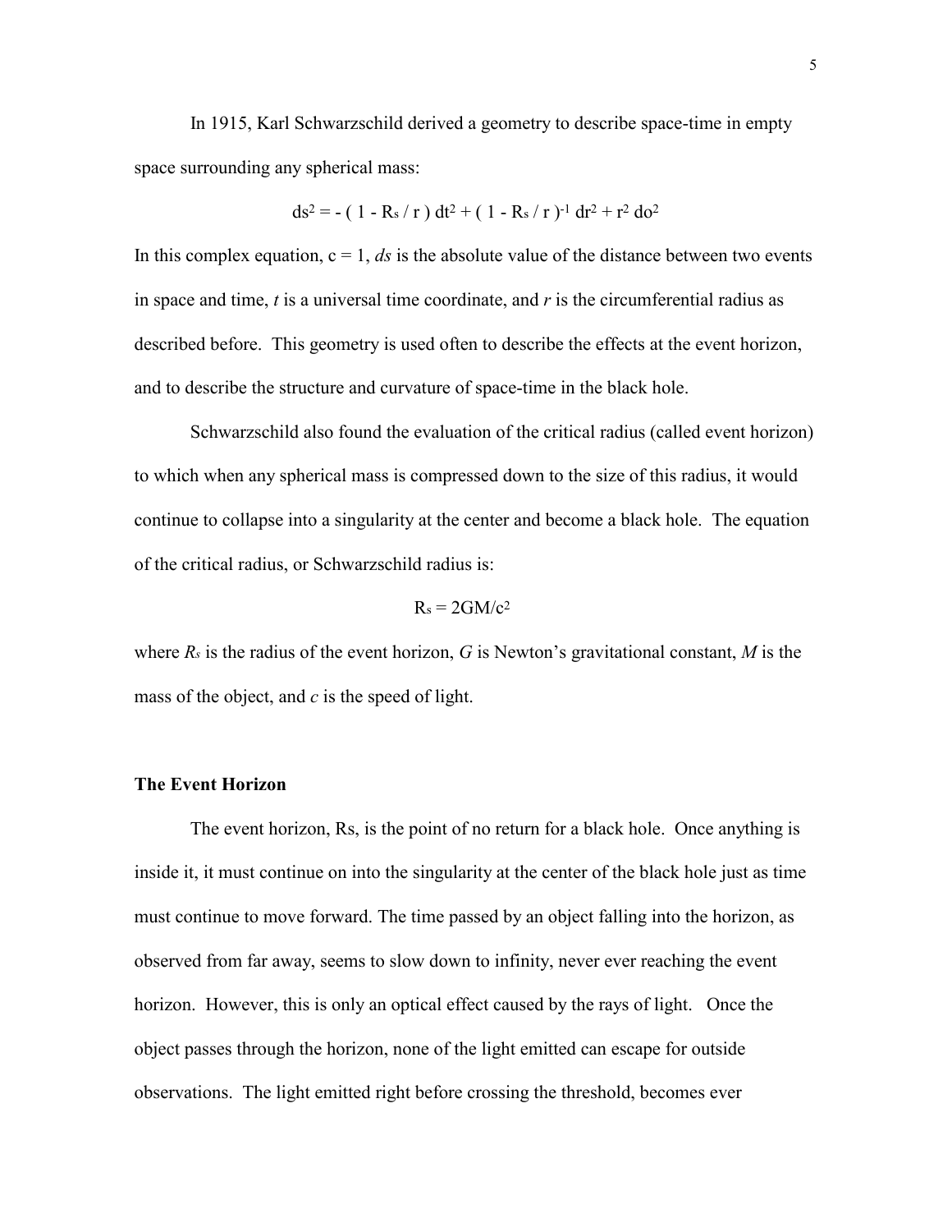In 1915, Karl Schwarzschild derived a geometry to describe space-time in empty space surrounding any spherical mass:

$$ds^2 = - ( 1 - R_s / r ) dt^2 + ( 1 - R_s / r )^{-1} dr^2 + r^2 do^2$$

In this complex equation, $c = 1$, $ds$ is the absolute value of the distance between two events in space and time, $t$ is a universal time coordinate, and $r$ is the circumferential radius as described before. This geometry is used often to describe the effects at the event horizon, and to describe the structure and curvature of space-time in the black hole.

Schwarzschild also found the evaluation of the critical radius (called event horizon) to which when any spherical mass is compressed down to the size of this radius, it would continue to collapse into a singularity at the center and become a black hole. The equation of the critical radius, or Schwarzschild radius is:

$$R_s = 2GM/c^2$$

where $R_s$ is the radius of the event horizon, $G$ is Newton's gravitational constant, $M$ is the mass of the object, and $c$ is the speed of light.

**The Event Horizon**

The event horizon, Rs, is the point of no return for a black hole. Once anything is inside it, it must continue on into the singularity at the center of the black hole just as time must continue to move forward. The time passed by an object falling into the horizon, as observed from far away, seems to slow down to infinity, never ever reaching the event horizon. However, this is only an optical effect caused by the rays of light. Once the object passes through the horizon, none of the light emitted can escape for outside observations. The light emitted right before crossing the threshold, becomes ever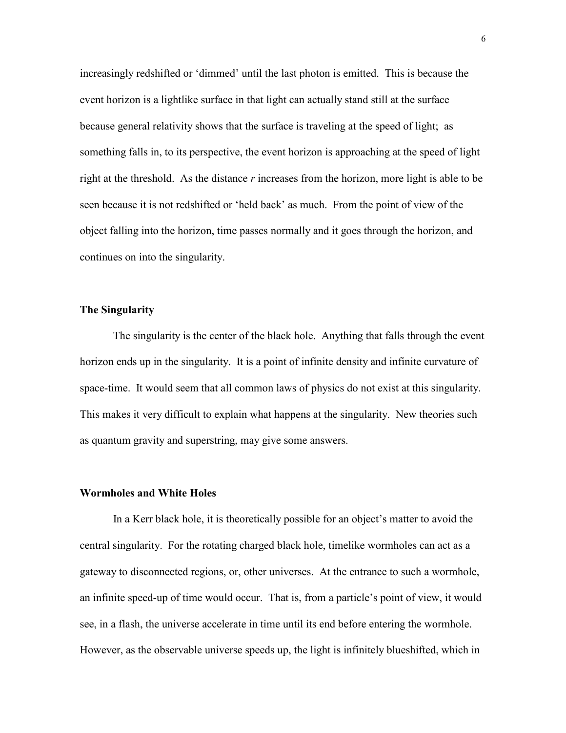increasingly redshifted or 'dimmed' until the last photon is emitted. This is because the event horizon is a lightlike surface in that light can actually stand still at the surface because general relativity shows that the surface is traveling at the speed of light; as something falls in, to its perspective, the event horizon is approaching at the speed of light right at the threshold. As the distance *r* increases from the horizon, more light is able to be seen because it is not redshifted or 'held back' as much. From the point of view of the object falling into the horizon, time passes normally and it goes through the horizon, and continues on into the singularity.

**The Singularity**

The singularity is the center of the black hole. Anything that falls through the event horizon ends up in the singularity. It is a point of infinite density and infinite curvature of space-time. It would seem that all common laws of physics do not exist at this singularity. This makes it very difficult to explain what happens at the singularity. New theories such as quantum gravity and superstring, may give some answers.

**Wormholes and White Holes**

In a Kerr black hole, it is theoretically possible for an object's matter to avoid the central singularity. For the rotating charged black hole, timelike wormholes can act as a gateway to disconnected regions, or, other universes. At the entrance to such a wormhole, an infinite speed-up of time would occur. That is, from a particle's point of view, it would see, in a flash, the universe accelerate in time until its end before entering the wormhole. However, as the observable universe speeds up, the light is infinitely blueshifted, which in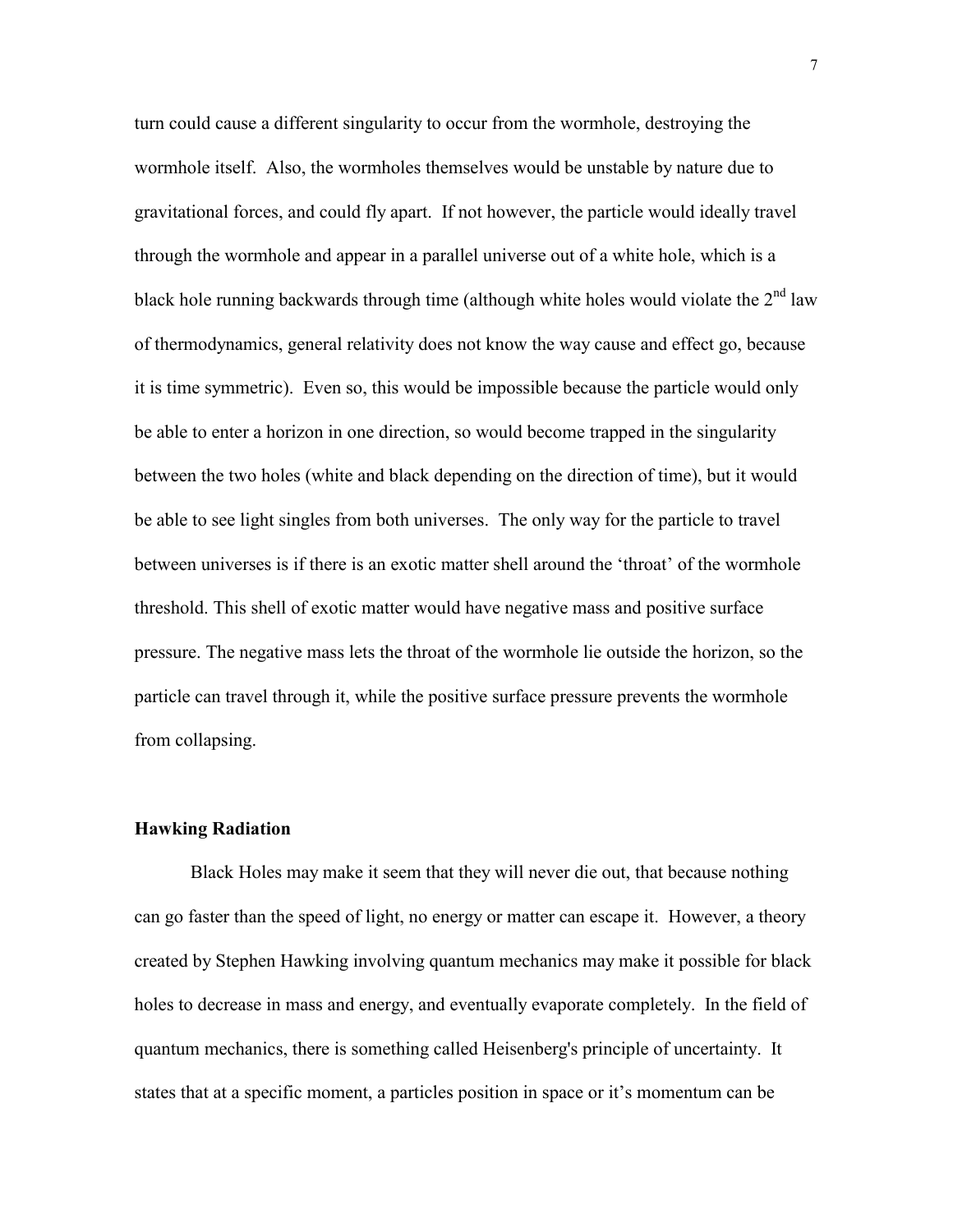turn could cause a different singularity to occur from the wormhole, destroying the wormhole itself. Also, the wormholes themselves would be unstable by nature due to gravitational forces, and could fly apart. If not however, the particle would ideally travel through the wormhole and appear in a parallel universe out of a white hole, which is a black hole running backwards through time (although white holes would violate the 2nd law of thermodynamics, general relativity does not know the way cause and effect go, because it is time symmetric). Even so, this would be impossible because the particle would only be able to enter a horizon in one direction, so would become trapped in the singularity between the two holes (white and black depending on the direction of time), but it would be able to see light singles from both universes. The only way for the particle to travel between universes is if there is an exotic matter shell around the 'throat' of the wormhole threshold. This shell of exotic matter would have negative mass and positive surface pressure. The negative mass lets the throat of the wormhole lie outside the horizon, so the particle can travel through it, while the positive surface pressure prevents the wormhole from collapsing.

**Hawking Radiation**

Black Holes may make it seem that they will never die out, that because nothing can go faster than the speed of light, no energy or matter can escape it. However, a theory created by Stephen Hawking involving quantum mechanics may make it possible for black holes to decrease in mass and energy, and eventually evaporate completely. In the field of quantum mechanics, there is something called Heisenberg's principle of uncertainty. It states that at a specific moment, a particles position in space or it's momentum can be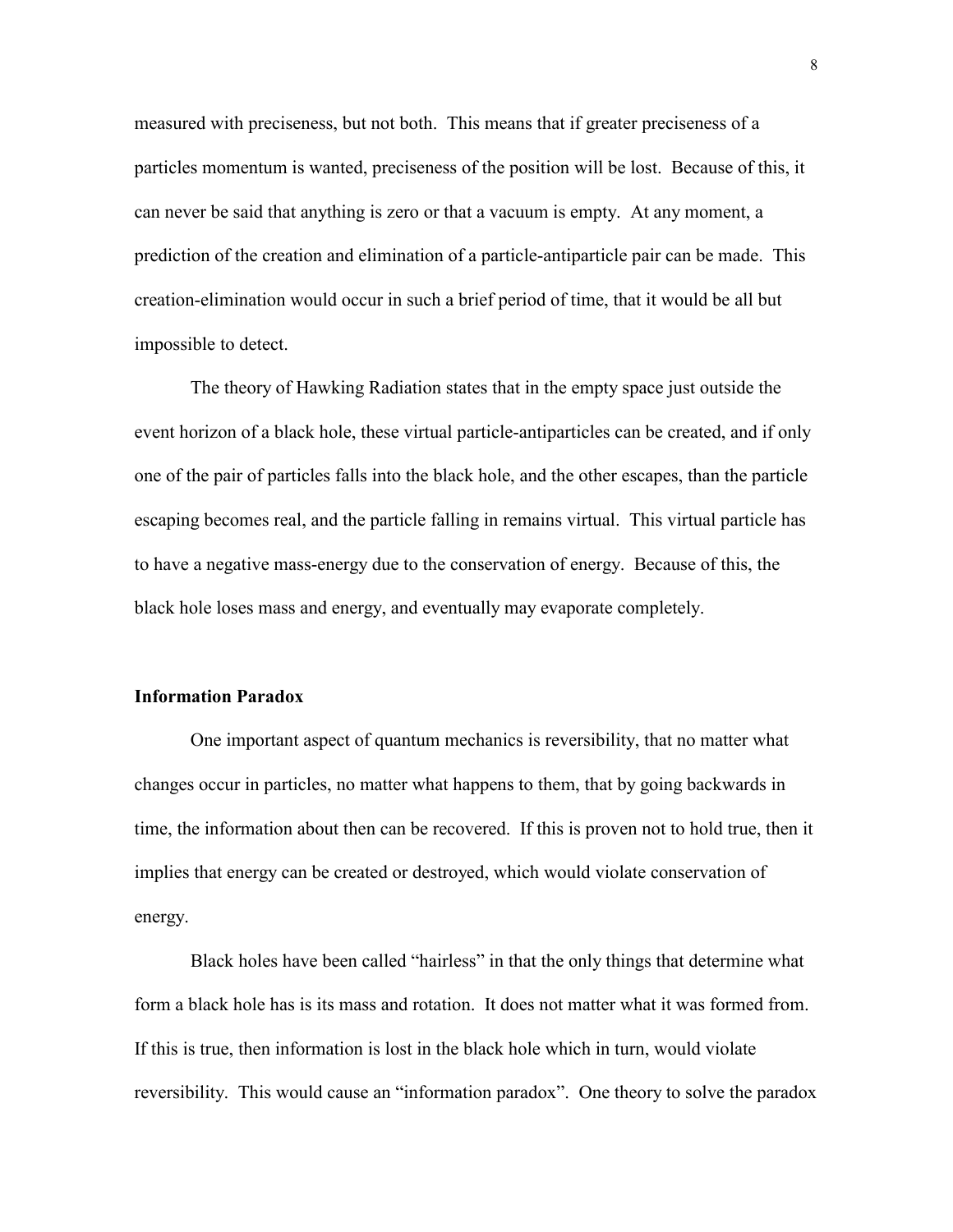measured with preciseness, but not both. This means that if greater preciseness of a particles momentum is wanted, preciseness of the position will be lost. Because of this, it can never be said that anything is zero or that a vacuum is empty. At any moment, a prediction of the creation and elimination of a particle-antiparticle pair can be made. This creation-elimination would occur in such a brief period of time, that it would be all but impossible to detect.

The theory of Hawking Radiation states that in the empty space just outside the event horizon of a black hole, these virtual particle-antiparticles can be created, and if only one of the pair of particles falls into the black hole, and the other escapes, than the particle escaping becomes real, and the particle falling in remains virtual. This virtual particle has to have a negative mass-energy due to the conservation of energy. Because of this, the black hole loses mass and energy, and eventually may evaporate completely.

**Information Paradox**

One important aspect of quantum mechanics is reversibility, that no matter what changes occur in particles, no matter what happens to them, that by going backwards in time, the information about then can be recovered. If this is proven not to hold true, then it implies that energy can be created or destroyed, which would violate conservation of energy.

Black holes have been called "hairless" in that the only things that determine what form a black hole has is its mass and rotation. It does not matter what it was formed from. If this is true, then information is lost in the black hole which in turn, would violate reversibility. This would cause an "information paradox". One theory to solve the paradox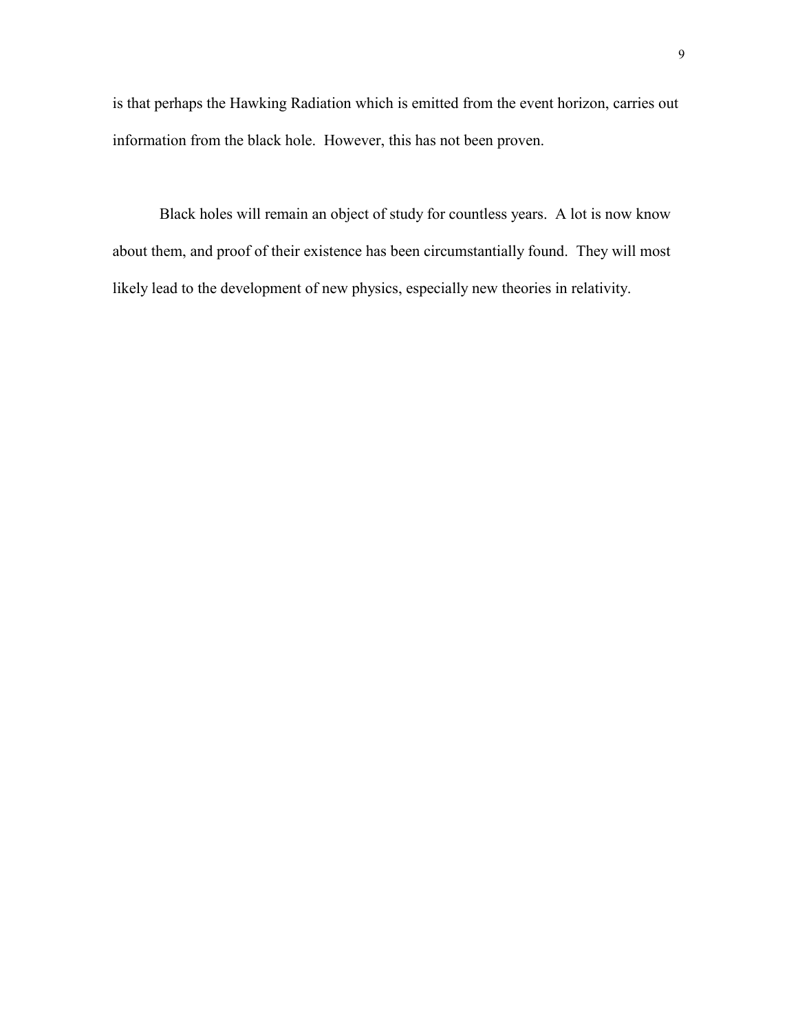is that perhaps the Hawking Radiation which is emitted from the event horizon, carries out information from the black hole. However, this has not been proven.

Black holes will remain an object of study for countless years. A lot is now know about them, and proof of their existence has been circumstantially found. They will most likely lead to the development of new physics, especially new theories in relativity.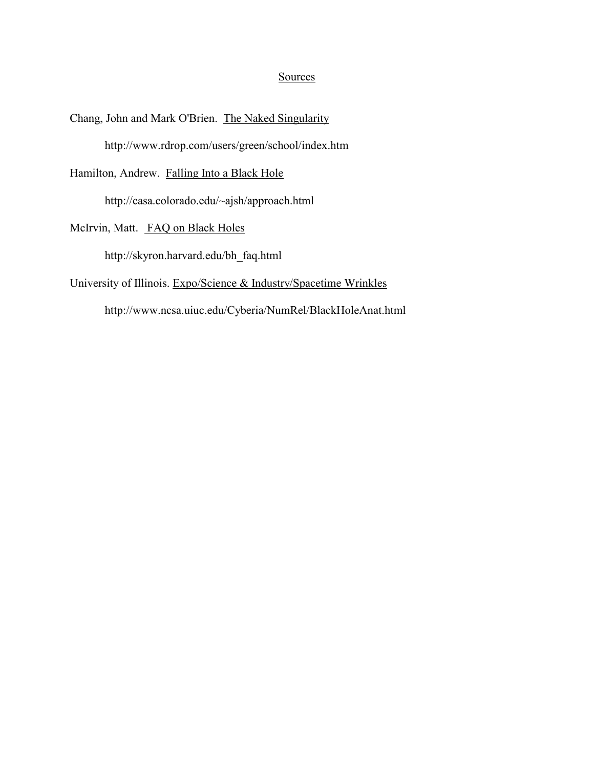# Sources

Chang, John and Mark O'Brien. The Naked Singularity

http://www.rdrop.com/users/green/school/index.htm

Hamilton, Andrew. Falling Into a Black Hole

http://casa.colorado.edu/~ajsh/approach.html

McIrvin, Matt. FAQ on Black Holes

http://skyron.harvard.edu/bh_faq.html

University of Illinois. Expo/Science & Industry/Spacetime Wrinkles

http://www.ncsa.uiuc.edu/Cyberia/NumRel/BlackHoleAnat.html